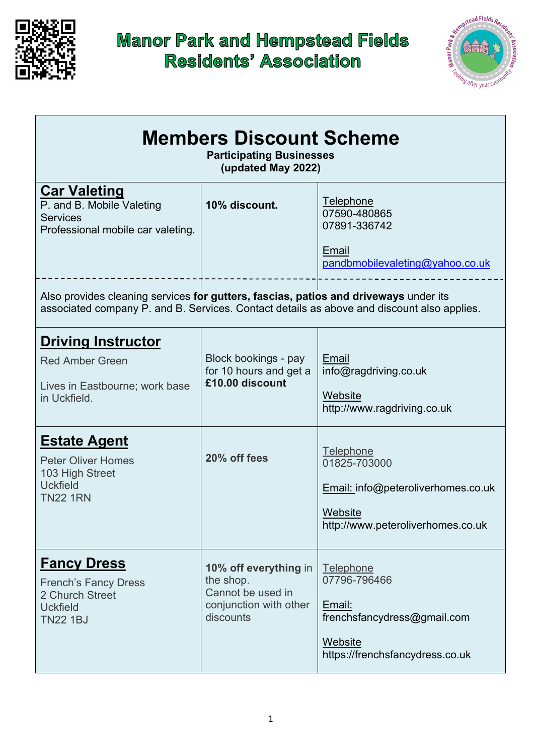# Manor Park and Hempstead Fields Residents' Association

## Members Discount Scheme

**Participating Businesses**
**(updated May 2022)**

| Business | Discount | Contact |
|---|---|---|
| **Car Valeting**<br>P. and B. Mobile Valeting Services<br>Professional mobile car valeting. | **10% discount.** | Telephone<br>07590-480865<br>07891-336742<br><br>Email<br>pandbmobilevaleting@yahoo.co.uk |
| Also provides cleaning services **for gutters, fascias, patios and driveways** under its associated company P. and B. Services. Contact details as above and discount also applies. | | |
| **Driving Instructor**<br>Red Amber Green<br><br>Lives in Eastbourne; work base in Uckfield. | Block bookings - pay for 10 hours and get a **£10.00 discount** | Email<br>info@ragdriving.co.uk<br><br>Website<br>http://www.ragdriving.co.uk |
| **Estate Agent**<br>Peter Oliver Homes<br>103 High Street<br>Uckfield<br>TN22 1RN | **20% off fees** | Telephone<br>01825-703000<br><br>Email: info@peteroliverhomes.co.uk<br><br>Website<br>http://www.peteroliverhomes.co.uk |
| **Fancy Dress**<br>French's Fancy Dress<br>2 Church Street<br>Uckfield<br>TN22 1BJ | **10% off everything** in the shop.<br>Cannot be used in conjunction with other discounts | Telephone<br>07796-796466<br><br>Email:<br>frenchsfancydress@gmail.com<br><br>Website<br>https://frenchsfancydress.co.uk |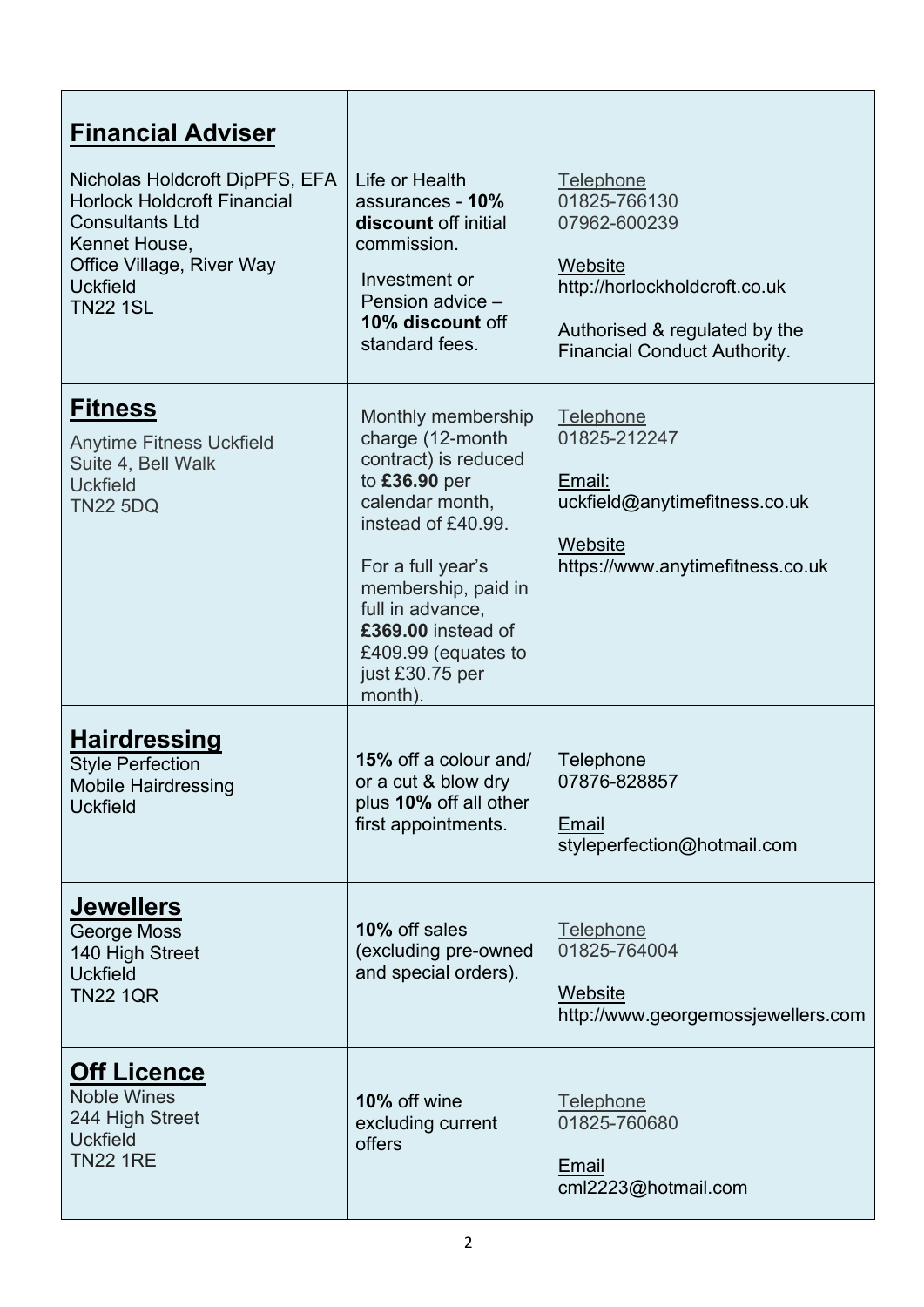| **Financial Adviser**<br><br>Nicholas Holdcroft DipPFS, EFA<br>Horlock Holdcroft Financial Consultants Ltd<br>Kennet House,<br>Office Village, River Way<br>Uckfield<br>TN22 1SL | Life or Health assurances - **10% discount** off initial commission.<br><br>Investment or Pension advice – **10% discount** off standard fees. | Telephone<br>01825-766130<br>07962-600239<br><br>Website<br>http://horlockholdcroft.co.uk<br><br>Authorised & regulated by the Financial Conduct Authority. |
|---|---|---|
| **Fitness**<br>Anytime Fitness Uckfield<br>Suite 4, Bell Walk<br>Uckfield<br>TN22 5DQ | Monthly membership charge (12-month contract) is reduced to **£36.90** per calendar month, instead of £40.99.<br><br>For a full year's membership, paid in full in advance, **£369.00** instead of £409.99 (equates to just £30.75 per month). | Telephone<br>01825-212247<br><br>Email:<br>uckfield@anytimefitness.co.uk<br><br>Website<br>https://www.anytimefitness.co.uk |
| **Hairdressing**<br>Style Perfection<br>Mobile Hairdressing<br>Uckfield | **15%** off a colour and/ or a cut & blow dry plus **10%** off all other first appointments. | Telephone<br>07876-828857<br><br>Email<br>styleperfection@hotmail.com |
| **Jewellers**<br>George Moss<br>140 High Street<br>Uckfield<br>TN22 1QR | **10%** off sales (excluding pre-owned and special orders). | Telephone<br>01825-764004<br><br>Website<br>http://www.georgemossjewellers.com |
| **Off Licence**<br>Noble Wines<br>244 High Street<br>Uckfield<br>TN22 1RE | **10%** off wine excluding current offers | Telephone<br>01825-760680<br><br>Email<br>cml2223@hotmail.com |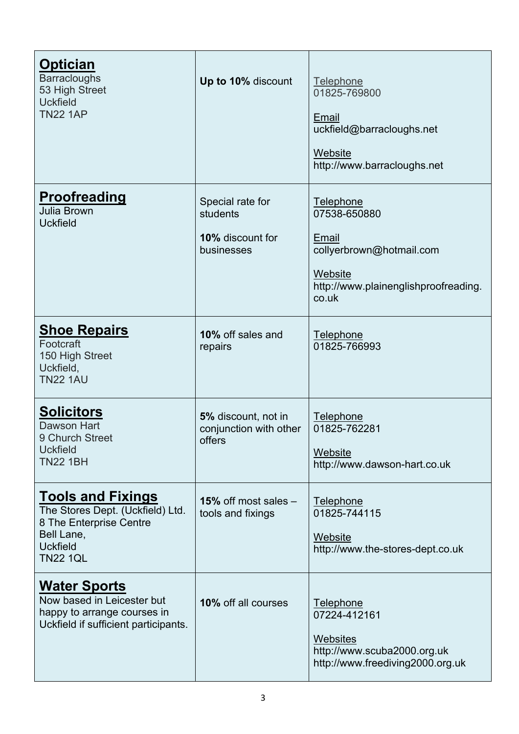| | | |
|---|---|---|
| **Optician**<br>Barracloughs<br>53 High Street<br>Uckfield<br>TN22 1AP | **Up to 10%** discount | Telephone<br>01825-769800<br><br>Email<br>uckfield@barracloughs.net<br><br>Website<br>http://www.barracloughs.net |
| **Proofreading**<br>Julia Brown<br>Uckfield | Special rate for students<br><br>**10%** discount for businesses | Telephone<br>07538-650880<br><br>Email<br>collyerbrown@hotmail.com<br><br>Website<br>http://www.plainenglishproofreading.co.uk |
| **Shoe Repairs**<br>Footcraft<br>150 High Street<br>Uckfield,<br>TN22 1AU | **10%** off sales and repairs | Telephone<br>01825-766993 |
| **Solicitors**<br>Dawson Hart<br>9 Church Street<br>Uckfield<br>TN22 1BH | **5%** discount, not in conjunction with other offers | Telephone<br>01825-762281<br><br>Website<br>http://www.dawson-hart.co.uk |
| **Tools and Fixings**<br>The Stores Dept. (Uckfield) Ltd.<br>8 The Enterprise Centre<br>Bell Lane,<br>Uckfield<br>TN22 1QL | **15%** off most sales – tools and fixings | Telephone<br>01825-744115<br><br>Website<br>http://www.the-stores-dept.co.uk |
| **Water Sports**<br>Now based in Leicester but happy to arrange courses in Uckfield if sufficient participants. | **10%** off all courses | Telephone<br>07224-412161<br><br>Websites<br>http://www.scuba2000.org.uk<br>http://www.freediving2000.org.uk |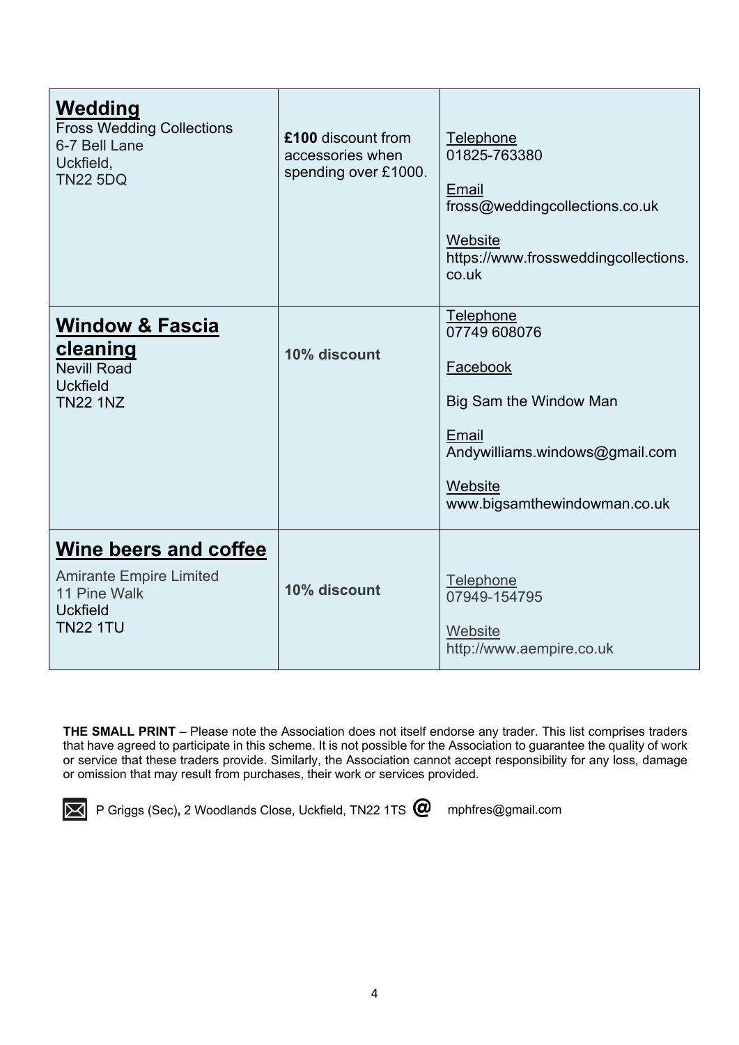| | | |
|---|---|---|
| **Wedding**<br>Fross Wedding Collections<br>6-7 Bell Lane<br>Uckfield,<br>TN22 5DQ | **£100** discount from accessories when spending over £1000. | Telephone<br>01825-763380<br><br>Email<br>fross@weddingcollections.co.uk<br><br>Website<br>https://www.frossweddingcollections.co.uk |
| **Window & Fascia cleaning**<br>Nevill Road<br>Uckfield<br>TN22 1NZ | **10% discount** | Telephone<br>07749 608076<br><br>Facebook<br><br>Big Sam the Window Man<br><br>Email<br>Andywilliams.windows@gmail.com<br><br>Website<br>www.bigsamthewindowman.co.uk |
| **Wine beers and coffee**<br>Amirante Empire Limited<br>11 Pine Walk<br>Uckfield<br>TN22 1TU | **10% discount** | Telephone<br>07949-154795<br><br>Website<br>http://www.aempire.co.uk |

**THE SMALL PRINT** – Please note the Association does not itself endorse any trader. This list comprises traders that have agreed to participate in this scheme. It is not possible for the Association to guarantee the quality of work or service that these traders provide. Similarly, the Association cannot accept responsibility for any loss, damage or omission that may result from purchases, their work or services provided.

P Griggs (Sec), 2 Woodlands Close, Uckfield, TN22 1TS @ mphfres@gmail.com